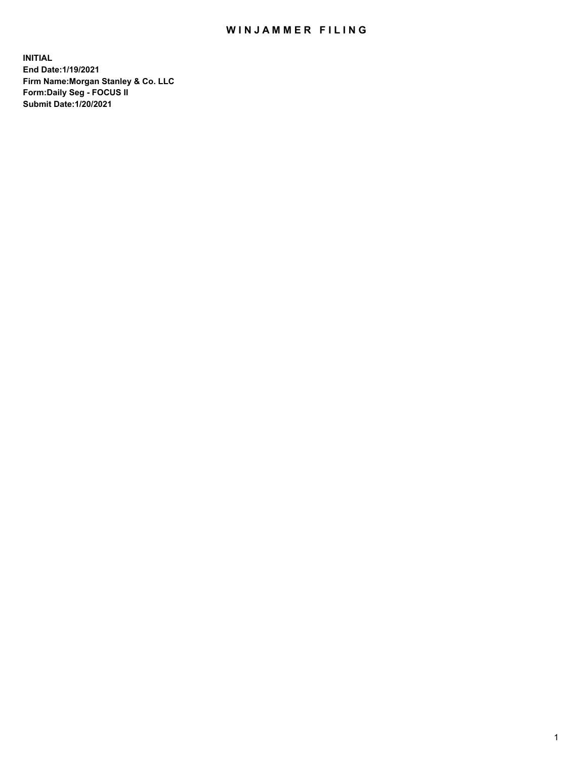# WINJAMMER FILING

**INITIAL**
**End Date:1/19/2021**
**Firm Name:Morgan Stanley & Co. LLC**
**Form:Daily Seg - FOCUS II**
**Submit Date:1/20/2021**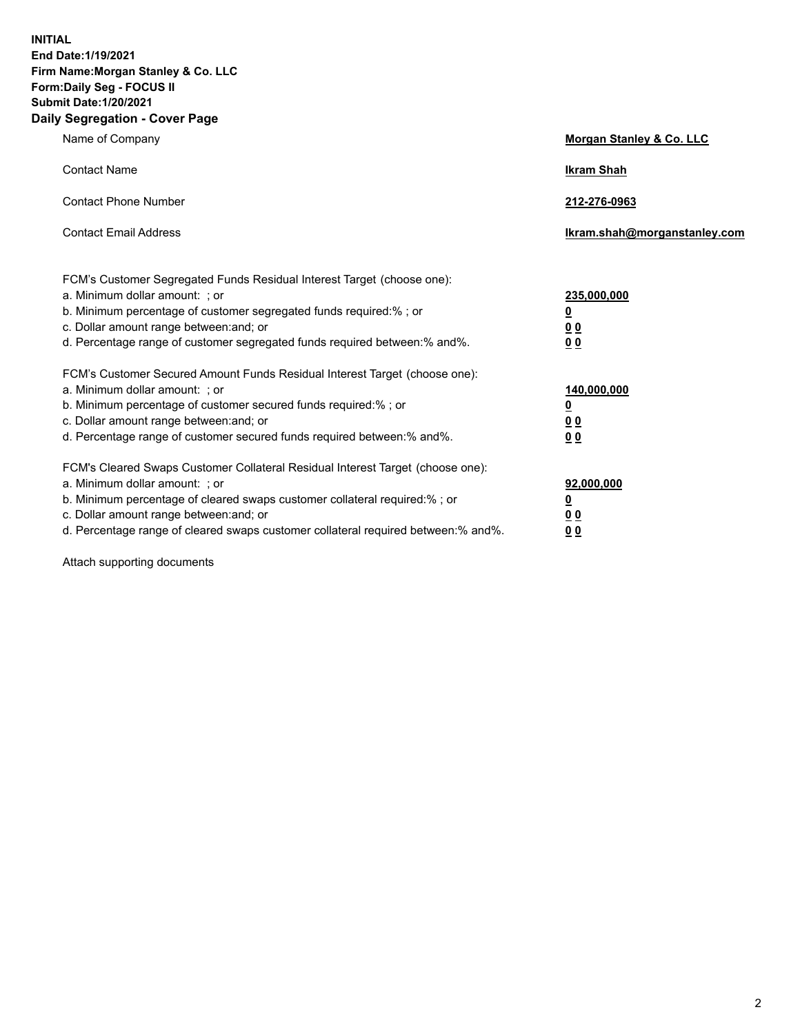**INITIAL**
**End Date:1/19/2021**
**Firm Name:Morgan Stanley & Co. LLC**
**Form:Daily Seg - FOCUS II**
**Submit Date:1/20/2021**

## Daily Segregation - Cover Page

| | |
|---|---|
| Name of Company | **Morgan Stanley & Co. LLC** |
| Contact Name | **Ikram Shah** |
| Contact Phone Number | **212-276-0963** |
| Contact Email Address | **Ikram.shah@morganstanley.com** |

FCM's Customer Segregated Funds Residual Interest Target (choose one):

| | |
|---|---|
| a. Minimum dollar amount: ; or | **235,000,000** |
| b. Minimum percentage of customer segregated funds required:% ; or | **0** |
| c. Dollar amount range between:and; or | **0 0** |
| d. Percentage range of customer segregated funds required between:% and%. | **0 0** |

FCM's Customer Secured Amount Funds Residual Interest Target (choose one):

| | |
|---|---|
| a. Minimum dollar amount: ; or | **140,000,000** |
| b. Minimum percentage of customer secured funds required:% ; or | **0** |
| c. Dollar amount range between:and; or | **0 0** |
| d. Percentage range of customer secured funds required between:% and%. | **0 0** |

FCM's Cleared Swaps Customer Collateral Residual Interest Target (choose one):

| | |
|---|---|
| a. Minimum dollar amount: ; or | **92,000,000** |
| b. Minimum percentage of cleared swaps customer collateral required:% ; or | **0** |
| c. Dollar amount range between:and; or | **0 0** |
| d. Percentage range of cleared swaps customer collateral required between:% and%. | **0 0** |

Attach supporting documents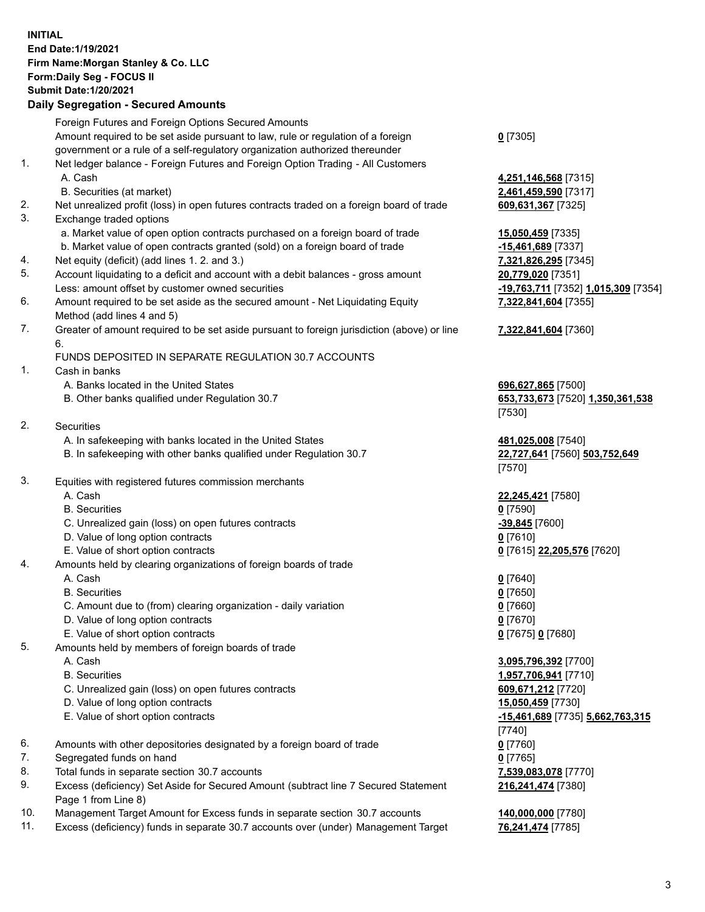**INITIAL**
**End Date:1/19/2021**
**Firm Name:Morgan Stanley & Co. LLC**
**Form:Daily Seg - FOCUS II**
**Submit Date:1/20/2021**

## Daily Segregation - Secured Amounts

| | | |
|---|---|---|
| | Foreign Futures and Foreign Options Secured Amounts | |
| | Amount required to be set aside pursuant to law, rule or regulation of a foreign government or a rule of a self-regulatory organization authorized thereunder | **0** [7305] |
| 1. | Net ledger balance - Foreign Futures and Foreign Option Trading - All Customers | |
| | A. Cash | **4,251,146,568** [7315] |
| | B. Securities (at market) | **2,461,459,590** [7317] |
| 2. | Net unrealized profit (loss) in open futures contracts traded on a foreign board of trade | **609,631,367** [7325] |
| 3. | Exchange traded options | |
| | a. Market value of open option contracts purchased on a foreign board of trade | **15,050,459** [7335] |
| | b. Market value of open contracts granted (sold) on a foreign board of trade | **-15,461,689** [7337] |
| 4. | Net equity (deficit) (add lines 1. 2. and 3.) | **7,321,826,295** [7345] |
| 5. | Account liquidating to a deficit and account with a debit balances - gross amount | **20,779,020** [7351] |
| | Less: amount offset by customer owned securities | **-19,763,711** [7352] **1,015,309** [7354] |
| 6. | Amount required to be set aside as the secured amount - Net Liquidating Equity Method (add lines 4 and 5) | **7,322,841,604** [7355] |
| 7. | Greater of amount required to be set aside pursuant to foreign jurisdiction (above) or line 6. | **7,322,841,604** [7360] |
| | FUNDS DEPOSITED IN SEPARATE REGULATION 30.7 ACCOUNTS | |
| 1. | Cash in banks | |
| | A. Banks located in the United States | **696,627,865** [7500] |
| | B. Other banks qualified under Regulation 30.7 | **653,733,673** [7520] **1,350,361,538** [7530] |
| 2. | Securities | |
| | A. In safekeeping with banks located in the United States | **481,025,008** [7540] |
| | B. In safekeeping with other banks qualified under Regulation 30.7 | **22,727,641** [7560] **503,752,649** [7570] |
| 3. | Equities with registered futures commission merchants | |
| | A. Cash | **22,245,421** [7580] |
| | B. Securities | **0** [7590] |
| | C. Unrealized gain (loss) on open futures contracts | **-39,845** [7600] |
| | D. Value of long option contracts | **0** [7610] |
| | E. Value of short option contracts | **0** [7615] **22,205,576** [7620] |
| 4. | Amounts held by clearing organizations of foreign boards of trade | |
| | A. Cash | **0** [7640] |
| | B. Securities | **0** [7650] |
| | C. Amount due to (from) clearing organization - daily variation | **0** [7660] |
| | D. Value of long option contracts | **0** [7670] |
| | E. Value of short option contracts | **0** [7675] **0** [7680] |
| 5. | Amounts held by members of foreign boards of trade | |
| | A. Cash | **3,095,796,392** [7700] |
| | B. Securities | **1,957,706,941** [7710] |
| | C. Unrealized gain (loss) on open futures contracts | **609,671,212** [7720] |
| | D. Value of long option contracts | **15,050,459** [7730] |
| | E. Value of short option contracts | **-15,461,689** [7735] **5,662,763,315** [7740] |
| 6. | Amounts with other depositories designated by a foreign board of trade | **0** [7760] |
| 7. | Segregated funds on hand | **0** [7765] |
| 8. | Total funds in separate section 30.7 accounts | **7,539,083,078** [7770] |
| 9. | Excess (deficiency) Set Aside for Secured Amount (subtract line 7 Secured Statement Page 1 from Line 8) | **216,241,474** [7380] |
| 10. | Management Target Amount for Excess funds in separate section 30.7 accounts | **140,000,000** [7780] |
| 11. | Excess (deficiency) funds in separate 30.7 accounts over (under) Management Target | **76,241,474** [7785] |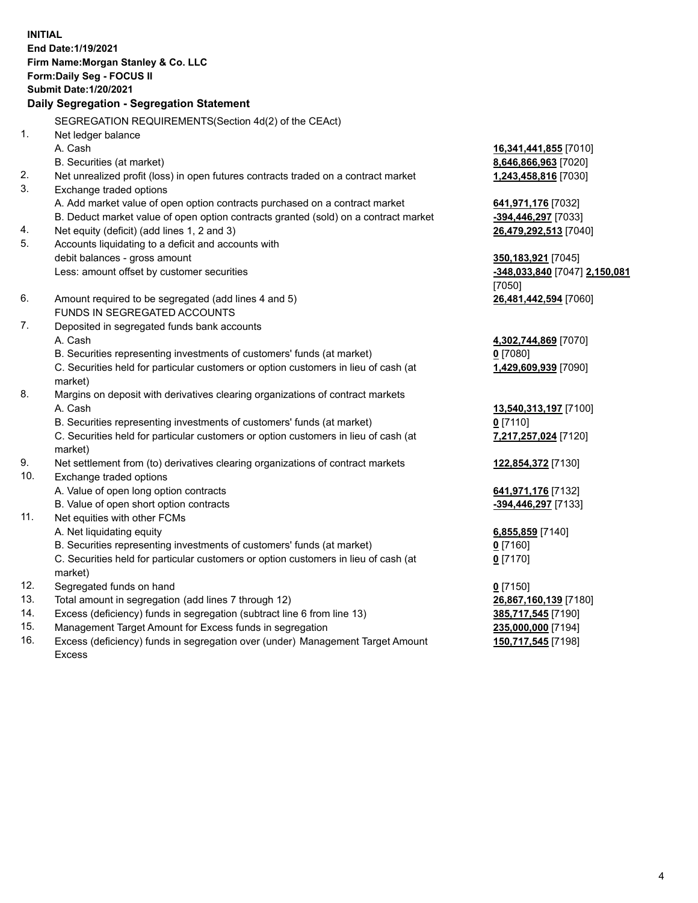**INITIAL**
**End Date:1/19/2021**
**Firm Name:Morgan Stanley & Co. LLC**
**Form:Daily Seg - FOCUS II**
**Submit Date:1/20/2021**

## Daily Segregation - Segregation Statement

SEGREGATION REQUIREMENTS(Section 4d(2) of the CEAct)

| | | |
|---|---|---|
| 1. | Net ledger balance | |
| | A. Cash | **16,341,441,855** [7010] |
| | B. Securities (at market) | **8,646,866,963** [7020] |
| 2. | Net unrealized profit (loss) in open futures contracts traded on a contract market | **1,243,458,816** [7030] |
| 3. | Exchange traded options | |
| | A. Add market value of open option contracts purchased on a contract market | **641,971,176** [7032] |
| | B. Deduct market value of open option contracts granted (sold) on a contract market | **-394,446,297** [7033] |
| 4. | Net equity (deficit) (add lines 1, 2 and 3) | **26,479,292,513** [7040] |
| 5. | Accounts liquidating to a deficit and accounts with debit balances - gross amount | **350,183,921** [7045] |
| | Less: amount offset by customer securities | **-348,033,840** [7047] **2,150,081** [7050] |
| 6. | Amount required to be segregated (add lines 4 and 5) | **26,481,442,594** [7060] |
| | FUNDS IN SEGREGATED ACCOUNTS | |
| 7. | Deposited in segregated funds bank accounts | |
| | A. Cash | **4,302,744,869** [7070] |
| | B. Securities representing investments of customers' funds (at market) | **0** [7080] |
| | C. Securities held for particular customers or option customers in lieu of cash (at market) | **1,429,609,939** [7090] |
| 8. | Margins on deposit with derivatives clearing organizations of contract markets | |
| | A. Cash | **13,540,313,197** [7100] |
| | B. Securities representing investments of customers' funds (at market) | **0** [7110] |
| | C. Securities held for particular customers or option customers in lieu of cash (at market) | **7,217,257,024** [7120] |
| 9. | Net settlement from (to) derivatives clearing organizations of contract markets | **122,854,372** [7130] |
| 10. | Exchange traded options | |
| | A. Value of open long option contracts | **641,971,176** [7132] |
| | B. Value of open short option contracts | **-394,446,297** [7133] |
| 11. | Net equities with other FCMs | |
| | A. Net liquidating equity | **6,855,859** [7140] |
| | B. Securities representing investments of customers' funds (at market) | **0** [7160] |
| | C. Securities held for particular customers or option customers in lieu of cash (at market) | **0** [7170] |
| 12. | Segregated funds on hand | **0** [7150] |
| 13. | Total amount in segregation (add lines 7 through 12) | **26,867,160,139** [7180] |
| 14. | Excess (deficiency) funds in segregation (subtract line 6 from line 13) | **385,717,545** [7190] |
| 15. | Management Target Amount for Excess funds in segregation | **235,000,000** [7194] |
| 16. | Excess (deficiency) funds in segregation over (under) Management Target Amount Excess | **150,717,545** [7198] |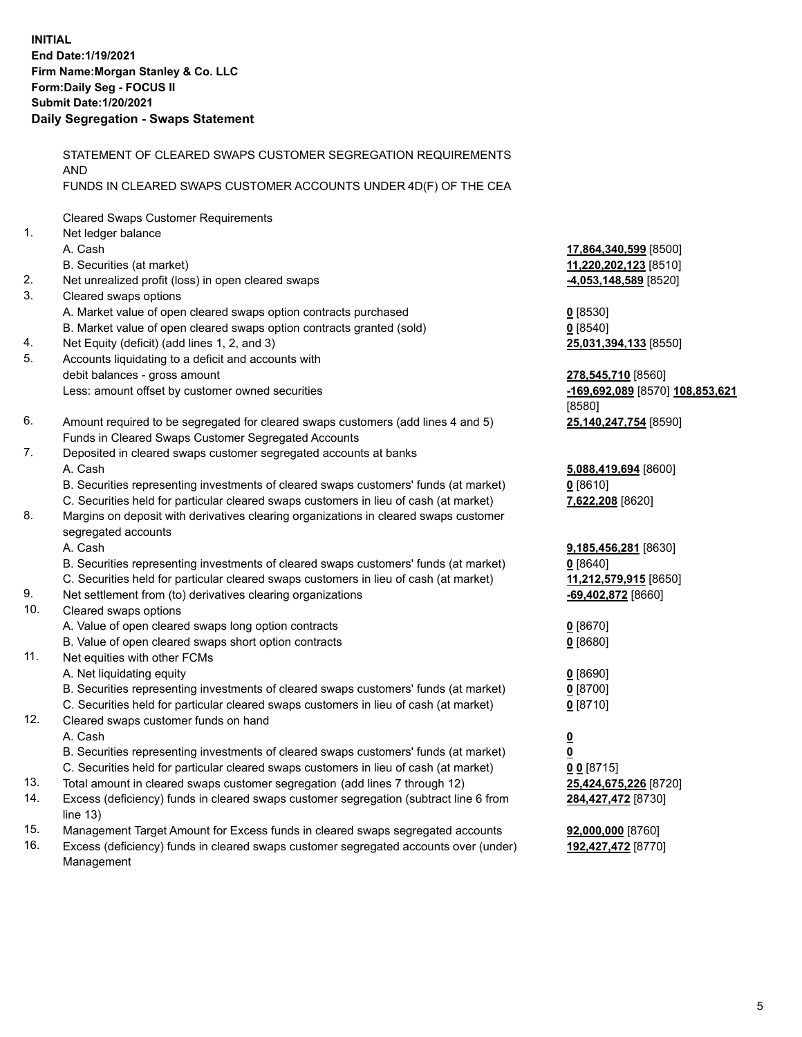**INITIAL**
**End Date:1/19/2021**
**Firm Name:Morgan Stanley & Co. LLC**
**Form:Daily Seg - FOCUS II**
**Submit Date:1/20/2021**
**Daily Segregation - Swaps Statement**

STATEMENT OF CLEARED SWAPS CUSTOMER SEGREGATION REQUIREMENTS AND
FUNDS IN CLEARED SWAPS CUSTOMER ACCOUNTS UNDER 4D(F) OF THE CEA

| | | |
|---|---|---|
| | Cleared Swaps Customer Requirements | |
| 1. | Net ledger balance | |
| | A. Cash | **17,864,340,599** [8500] |
| | B. Securities (at market) | **11,220,202,123** [8510] |
| 2. | Net unrealized profit (loss) in open cleared swaps | **-4,053,148,589** [8520] |
| 3. | Cleared swaps options | |
| | A. Market value of open cleared swaps option contracts purchased | **0** [8530] |
| | B. Market value of open cleared swaps option contracts granted (sold) | **0** [8540] |
| 4. | Net Equity (deficit) (add lines 1, 2, and 3) | **25,031,394,133** [8550] |
| 5. | Accounts liquidating to a deficit and accounts with debit balances - gross amount | **278,545,710** [8560] |
| | Less: amount offset by customer owned securities | **-169,692,089** [8570] **108,853,621** [8580] |
| 6. | Amount required to be segregated for cleared swaps customers (add lines 4 and 5) | **25,140,247,754** [8590] |
| | Funds in Cleared Swaps Customer Segregated Accounts | |
| 7. | Deposited in cleared swaps customer segregated accounts at banks | |
| | A. Cash | **5,088,419,694** [8600] |
| | B. Securities representing investments of cleared swaps customers' funds (at market) | **0** [8610] |
| | C. Securities held for particular cleared swaps customers in lieu of cash (at market) | **7,622,208** [8620] |
| 8. | Margins on deposit with derivatives clearing organizations in cleared swaps customer segregated accounts | |
| | A. Cash | **9,185,456,281** [8630] |
| | B. Securities representing investments of cleared swaps customers' funds (at market) | **0** [8640] |
| | C. Securities held for particular cleared swaps customers in lieu of cash (at market) | **11,212,579,915** [8650] |
| 9. | Net settlement from (to) derivatives clearing organizations | **-69,402,872** [8660] |
| 10. | Cleared swaps options | |
| | A. Value of open cleared swaps long option contracts | **0** [8670] |
| | B. Value of open cleared swaps short option contracts | **0** [8680] |
| 11. | Net equities with other FCMs | |
| | A. Net liquidating equity | **0** [8690] |
| | B. Securities representing investments of cleared swaps customers' funds (at market) | **0** [8700] |
| | C. Securities held for particular cleared swaps customers in lieu of cash (at market) | **0** [8710] |
| 12. | Cleared swaps customer funds on hand | |
| | A. Cash | **0** |
| | B. Securities representing investments of cleared swaps customers' funds (at market) | **0** |
| | C. Securities held for particular cleared swaps customers in lieu of cash (at market) | **0** **0** [8715] |
| 13. | Total amount in cleared swaps customer segregation (add lines 7 through 12) | **25,424,675,226** [8720] |
| 14. | Excess (deficiency) funds in cleared swaps customer segregation (subtract line 6 from line 13) | **284,427,472** [8730] |
| 15. | Management Target Amount for Excess funds in cleared swaps segregated accounts | **92,000,000** [8760] |
| 16. | Excess (deficiency) funds in cleared swaps customer segregated accounts over (under) Management | **192,427,472** [8770] |